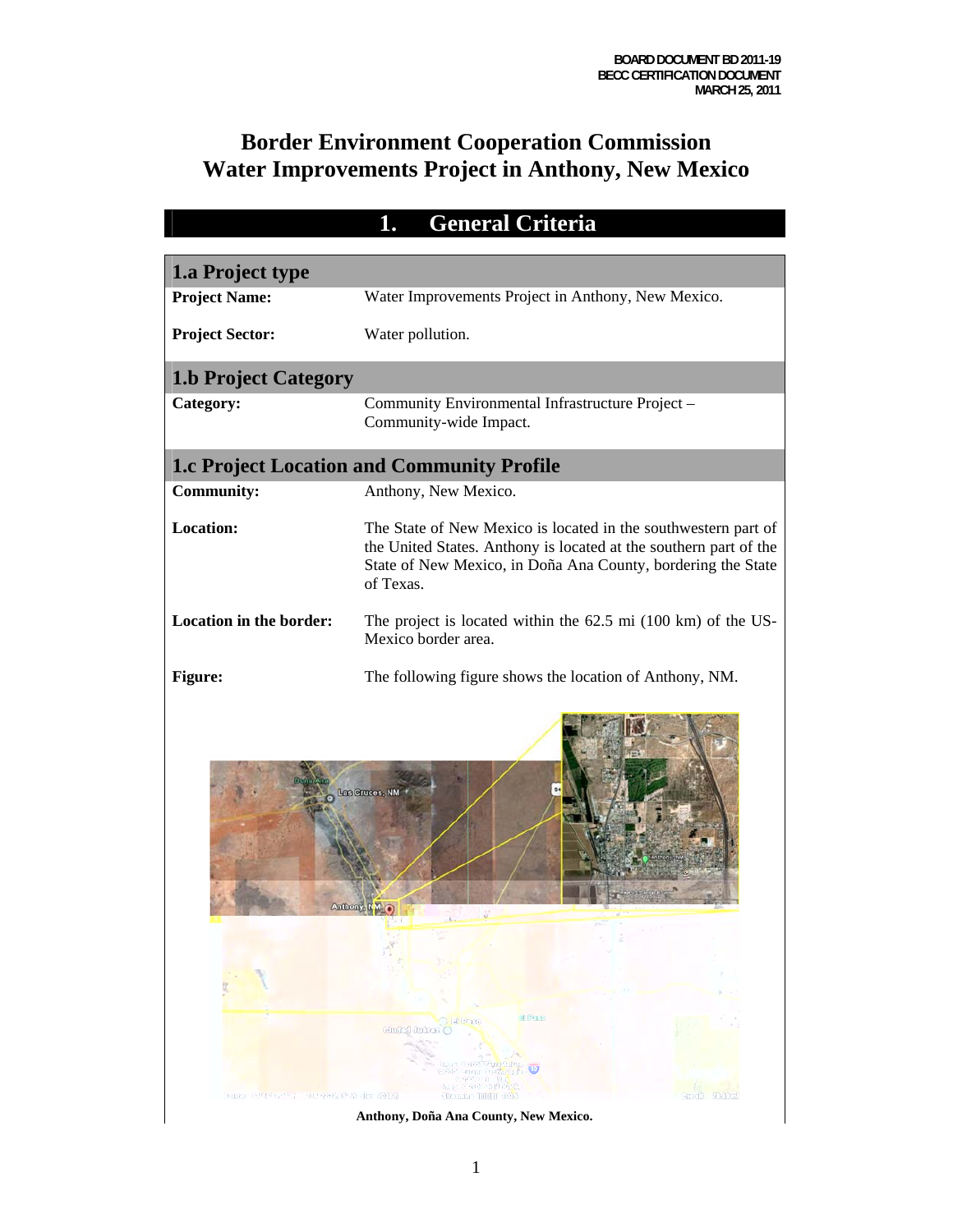BOARD DOCUMENT BD 2011-19
BECC CERTIFICATION DOCUMENT
MARCH 25, 2011

# Border Environment Cooperation Commission
# Water Improvements Project in Anthony, New Mexico

## 1. General Criteria

### 1.a Project type

**Project Name:** Water Improvements Project in Anthony, New Mexico.

**Project Sector:** Water pollution.

### 1.b Project Category

**Category:** Community Environmental Infrastructure Project – Community-wide Impact.

### 1.c Project Location and Community Profile

**Community:** Anthony, New Mexico.

**Location:** The State of New Mexico is located in the southwestern part of the United States. Anthony is located at the southern part of the State of New Mexico, in Doña Ana County, bordering the State of Texas.

**Location in the border:** The project is located within the 62.5 mi (100 km) of the US-Mexico border area.

**Figure:** The following figure shows the location of Anthony, NM.

**Anthony, Doña Ana County, New Mexico.**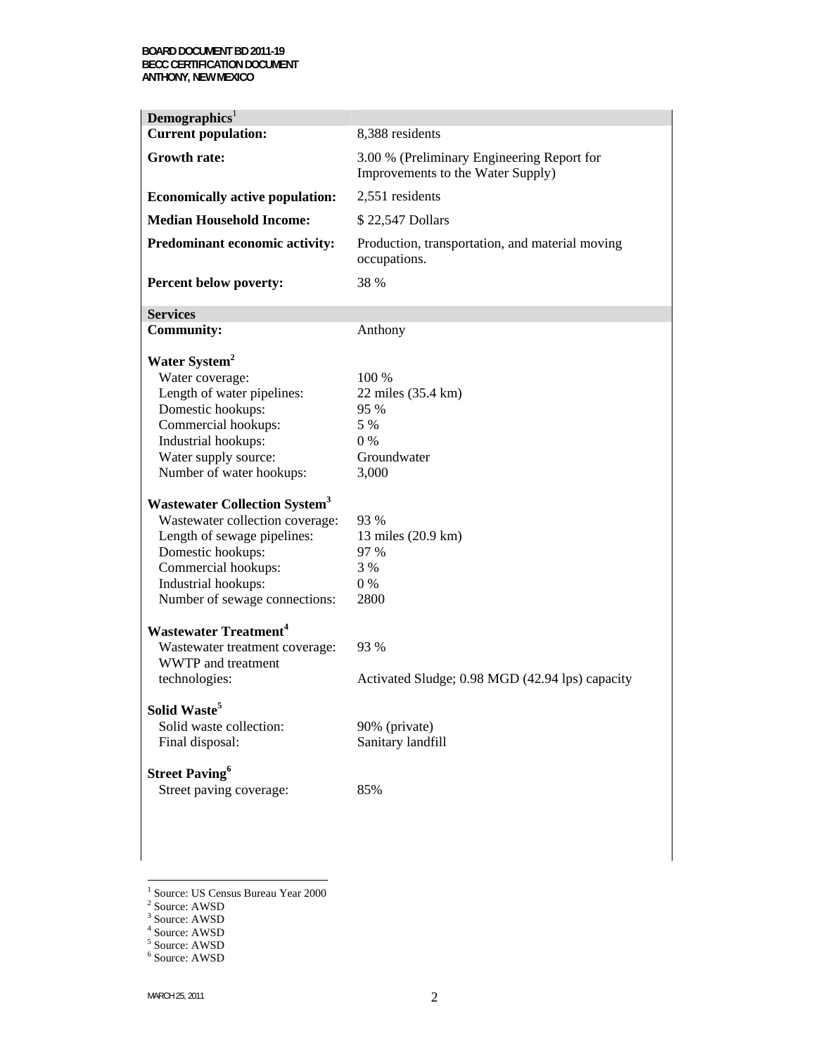| **Demographics**[1] | |
|---|---|
| **Current population:** | 8,388 residents |
| **Growth rate:** | 3.00 % (Preliminary Engineering Report for Improvements to the Water Supply) |
| **Economically active population:** | 2,551 residents |
| **Median Household Income:** | $ 22,547 Dollars |
| **Predominant economic activity:** | Production, transportation, and material moving occupations. |
| **Percent below poverty:** | 38 % |

| **Services** | |
|---|---|
| **Community:** | Anthony |
| **Water System**[2] | |
| Water coverage: | 100 % |
| Length of water pipelines: | 22 miles (35.4 km) |
| Domestic hookups: | 95 % |
| Commercial hookups: | 5 % |
| Industrial hookups: | 0 % |
| Water supply source: | Groundwater |
| Number of water hookups: | 3,000 |
| **Wastewater Collection System**[3] | |
| Wastewater collection coverage: | 93 % |
| Length of sewage pipelines: | 13 miles (20.9 km) |
| Domestic hookups: | 97 % |
| Commercial hookups: | 3 % |
| Industrial hookups: | 0 % |
| Number of sewage connections: | 2800 |
| **Wastewater Treatment**[4] | |
| Wastewater treatment coverage: | 93 % |
| WWTP and treatment technologies: | Activated Sludge; 0.98 MGD (42.94 lps) capacity |
| **Solid Waste**[5] | |
| Solid waste collection: | 90% (private) |
| Final disposal: | Sanitary landfill |
| **Street Paving**[6] | |
| Street paving coverage: | 85% |

[1] Source: US Census Bureau Year 2000
[2] Source: AWSD
[3] Source: AWSD
[4] Source: AWSD
[5] Source: AWSD
[6] Source: AWSD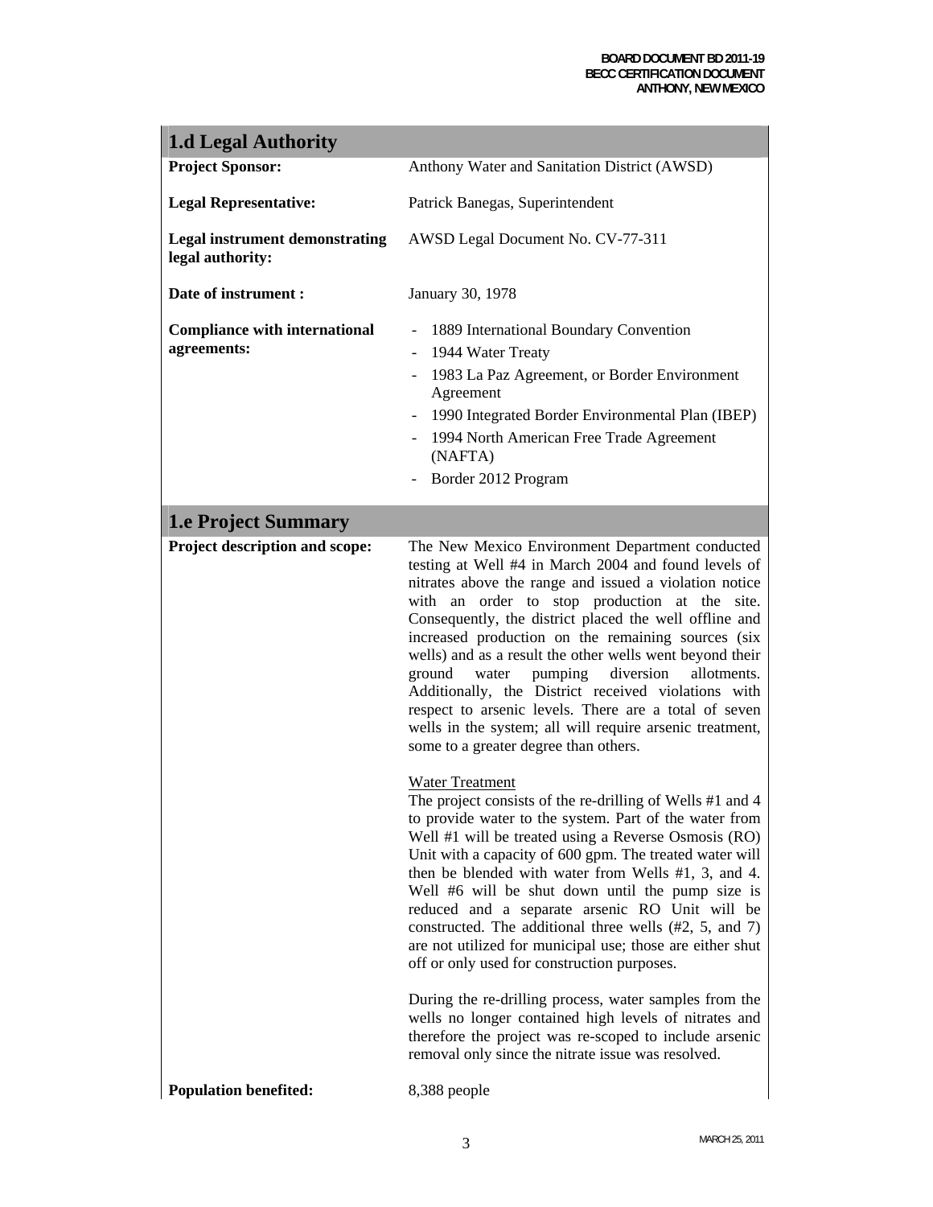## 1.d Legal Authority

| | |
|---|---|
| **Project Sponsor:** | Anthony Water and Sanitation District (AWSD) |
| **Legal Representative:** | Patrick Banegas, Superintendent |
| **Legal instrument demonstrating legal authority:** | AWSD Legal Document No. CV-77-311 |
| **Date of instrument :** | January 30, 1978 |
| **Compliance with international agreements:** | - 1889 International Boundary Convention<br>- 1944 Water Treaty<br>- 1983 La Paz Agreement, or Border Environment Agreement<br>- 1990 Integrated Border Environmental Plan (IBEP)<br>- 1994 North American Free Trade Agreement (NAFTA)<br>- Border 2012 Program |

## 1.e Project Summary

**Project description and scope:**

The New Mexico Environment Department conducted testing at Well #4 in March 2004 and found levels of nitrates above the range and issued a violation notice with an order to stop production at the site. Consequently, the district placed the well offline and increased production on the remaining sources (six wells) and as a result the other wells went beyond their ground water pumping diversion allotments. Additionally, the District received violations with respect to arsenic levels. There are a total of seven wells in the system; all will require arsenic treatment, some to a greater degree than others.

<u>Water Treatment</u>

The project consists of the re-drilling of Wells #1 and 4 to provide water to the system. Part of the water from Well #1 will be treated using a Reverse Osmosis (RO) Unit with a capacity of 600 gpm. The treated water will then be blended with water from Wells #1, 3, and 4. Well #6 will be shut down until the pump size is reduced and a separate arsenic RO Unit will be constructed. The additional three wells (#2, 5, and 7) are not utilized for municipal use; those are either shut off or only used for construction purposes.

During the re-drilling process, water samples from the wells no longer contained high levels of nitrates and therefore the project was re-scoped to include arsenic removal only since the nitrate issue was resolved.

**Population benefited:** 8,388 people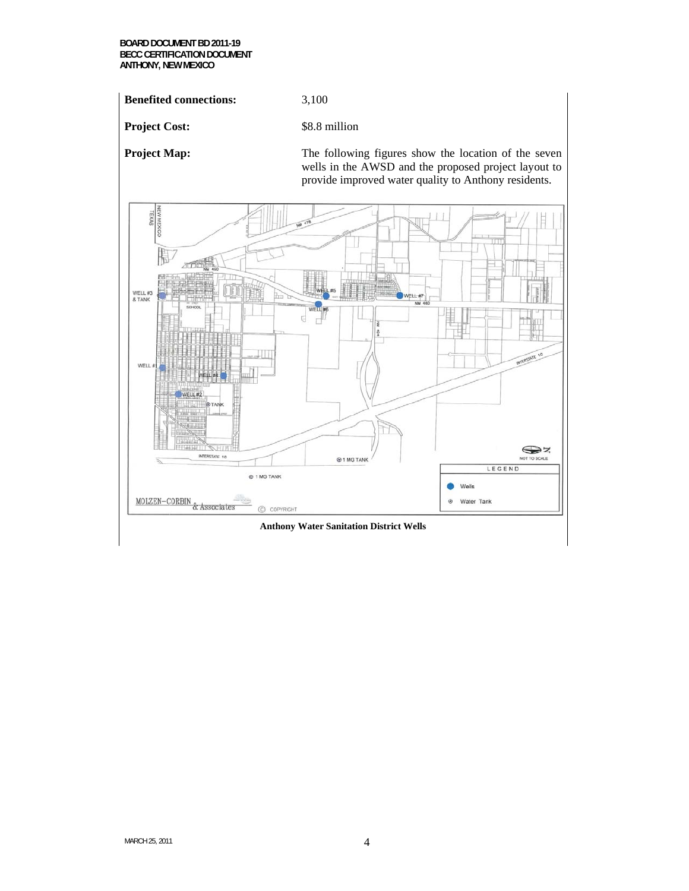**Benefited connections:** 3,100

**Project Cost:** \$8.8 million

**Project Map:** The following figures show the location of the seven wells in the AWSD and the proposed project layout to provide improved water quality to Anthony residents.

**Anthony Water Sanitation District Wells**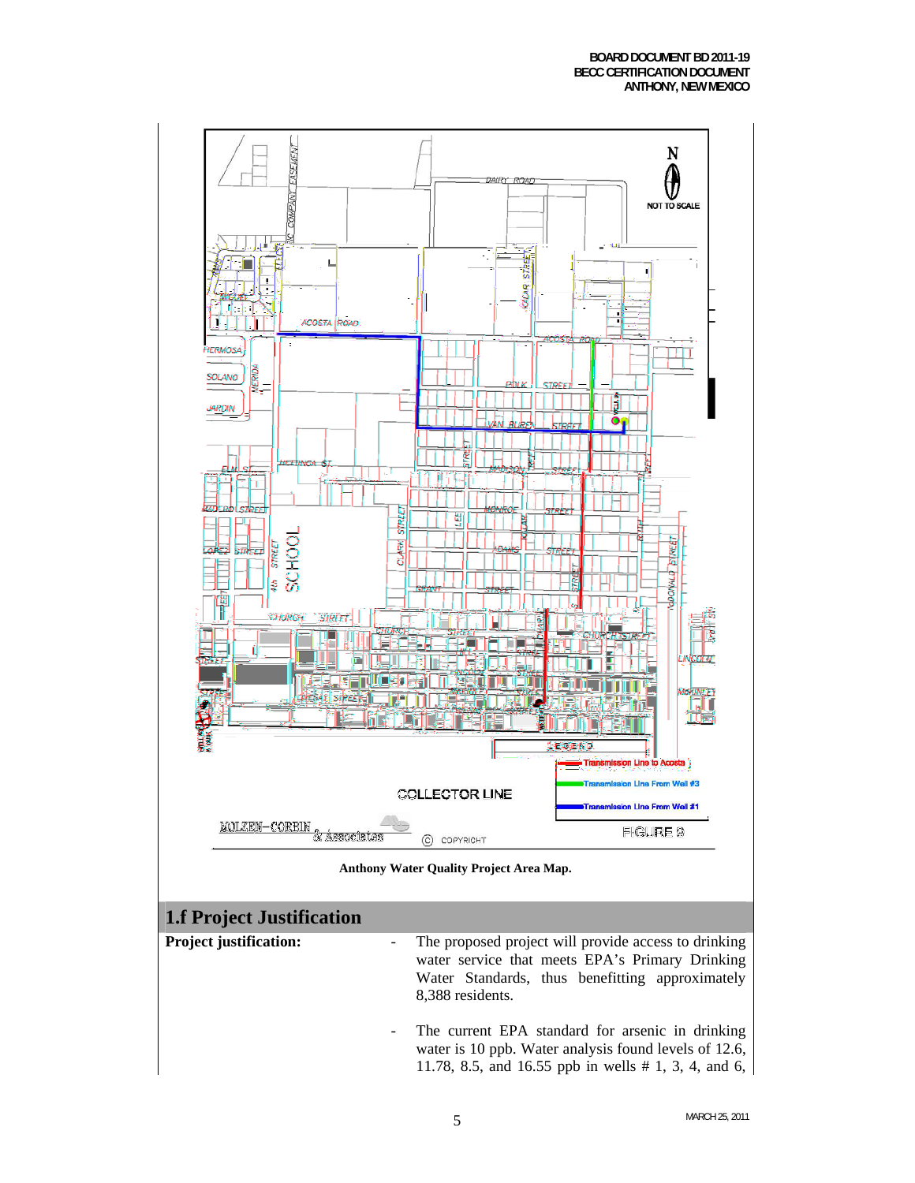Anthony Water Quality Project Area Map.

## 1.f Project Justification

**Project justification:**

- The proposed project will provide access to drinking water service that meets EPA's Primary Drinking Water Standards, thus benefitting approximately 8,388 residents.
- The current EPA standard for arsenic in drinking water is 10 ppb. Water analysis found levels of 12.6, 11.78, 8.5, and 16.55 ppb in wells # 1, 3, 4, and 6,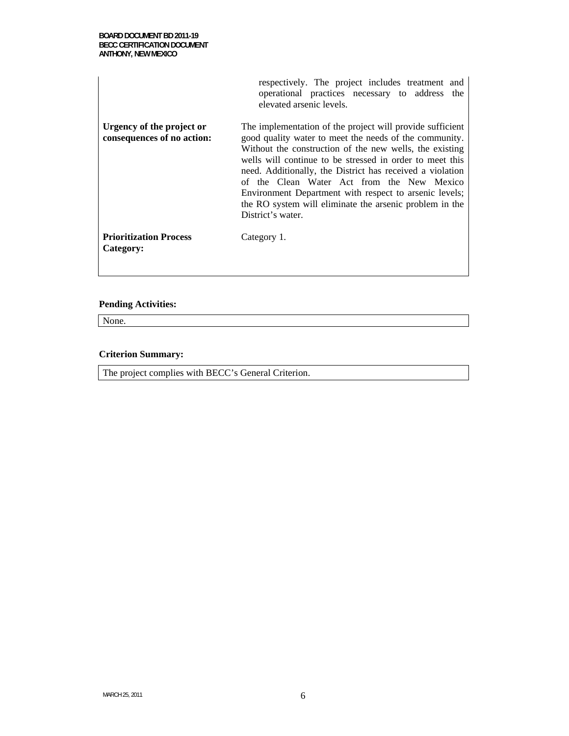| | |
|---|---|
| | respectively. The project includes treatment and operational practices necessary to address the elevated arsenic levels. |
| **Urgency of the project or consequences of no action:** | The implementation of the project will provide sufficient good quality water to meet the needs of the community. Without the construction of the new wells, the existing wells will continue to be stressed in order to meet this need. Additionally, the District has received a violation of the Clean Water Act from the New Mexico Environment Department with respect to arsenic levels; the RO system will eliminate the arsenic problem in the District's water. |
| **Prioritization Process Category:** | Category 1. |

**Pending Activities:**

None.

**Criterion Summary:**

The project complies with BECC's General Criterion.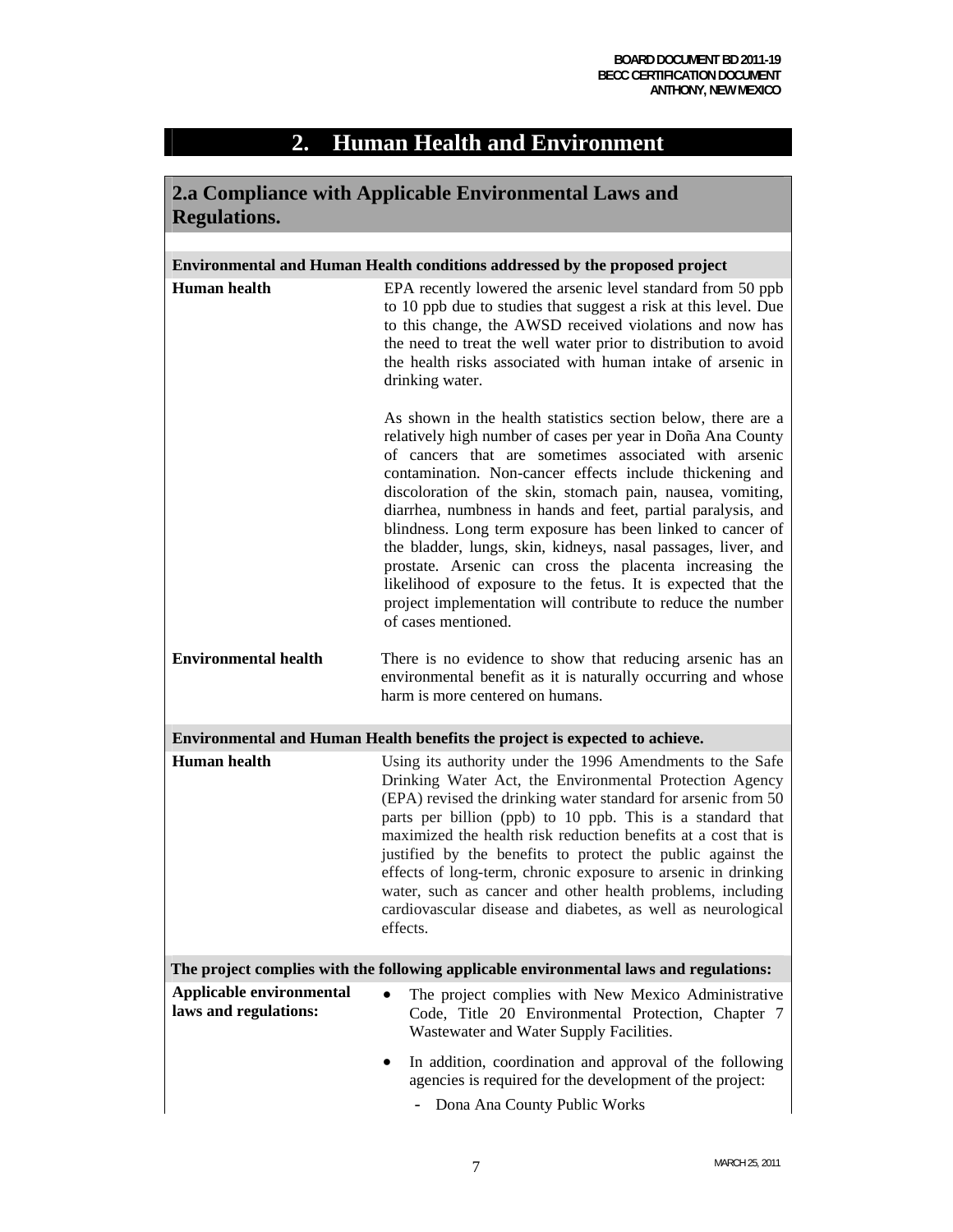## 2. Human Health and Environment

### 2.a Compliance with Applicable Environmental Laws and Regulations.

**Environmental and Human Health conditions addressed by the proposed project**

| | |
|---|---|
| **Human health** | EPA recently lowered the arsenic level standard from 50 ppb to 10 ppb due to studies that suggest a risk at this level. Due to this change, the AWSD received violations and now has the need to treat the well water prior to distribution to avoid the health risks associated with human intake of arsenic in drinking water.<br><br>As shown in the health statistics section below, there are a relatively high number of cases per year in Doña Ana County of cancers that are sometimes associated with arsenic contamination. Non-cancer effects include thickening and discoloration of the skin, stomach pain, nausea, vomiting, diarrhea, numbness in hands and feet, partial paralysis, and blindness. Long term exposure has been linked to cancer of the bladder, lungs, skin, kidneys, nasal passages, liver, and prostate. Arsenic can cross the placenta increasing the likelihood of exposure to the fetus. It is expected that the project implementation will contribute to reduce the number of cases mentioned. |
| **Environmental health** | There is no evidence to show that reducing arsenic has an environmental benefit as it is naturally occurring and whose harm is more centered on humans. |

**Environmental and Human Health benefits the project is expected to achieve.**

| | |
|---|---|
| **Human health** | Using its authority under the 1996 Amendments to the Safe Drinking Water Act, the Environmental Protection Agency (EPA) revised the drinking water standard for arsenic from 50 parts per billion (ppb) to 10 ppb. This is a standard that maximized the health risk reduction benefits at a cost that is justified by the benefits to protect the public against the effects of long-term, chronic exposure to arsenic in drinking water, such as cancer and other health problems, including cardiovascular disease and diabetes, as well as neurological effects. |

**The project complies with the following applicable environmental laws and regulations:**

**Applicable environmental laws and regulations:**

- The project complies with New Mexico Administrative Code, Title 20 Environmental Protection, Chapter 7 Wastewater and Water Supply Facilities.
- In addition, coordination and approval of the following agencies is required for the development of the project:
  - Dona Ana County Public Works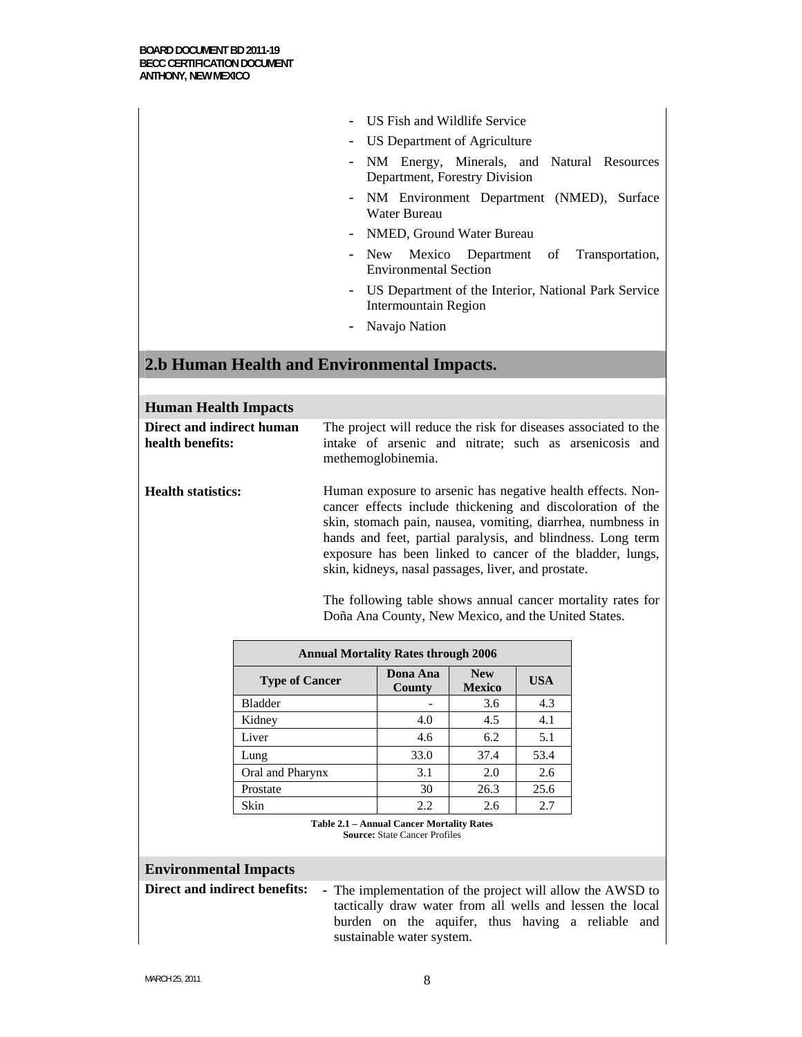- US Fish and Wildlife Service
- US Department of Agriculture
- NM Energy, Minerals, and Natural Resources Department, Forestry Division
- NM Environment Department (NMED), Surface Water Bureau
- NMED, Ground Water Bureau
- New Mexico Department of Transportation, Environmental Section
- US Department of the Interior, National Park Service Intermountain Region
- Navajo Nation

## 2.b Human Health and Environmental Impacts.

### Human Health Impacts

**Direct and indirect human health benefits:** The project will reduce the risk for diseases associated to the intake of arsenic and nitrate; such as arsenicosis and methemoglobinemia.

**Health statistics:** Human exposure to arsenic has negative health effects. Non-cancer effects include thickening and discoloration of the skin, stomach pain, nausea, vomiting, diarrhea, numbness in hands and feet, partial paralysis, and blindness. Long term exposure has been linked to cancer of the bladder, lungs, skin, kidneys, nasal passages, liver, and prostate.

The following table shows annual cancer mortality rates for Doña Ana County, New Mexico, and the United States.

| Annual Mortality Rates through 2006 | | | |
|---|---|---|---|
| **Type of Cancer** | **Dona Ana County** | **New Mexico** | **USA** |
| Bladder | - | 3.6 | 4.3 |
| Kidney | 4.0 | 4.5 | 4.1 |
| Liver | 4.6 | 6.2 | 5.1 |
| Lung | 33.0 | 37.4 | 53.4 |
| Oral and Pharynx | 3.1 | 2.0 | 2.6 |
| Prostate | 30 | 26.3 | 25.6 |
| Skin | 2.2 | 2.6 | 2.7 |

**Table 2.1 – Annual Cancer Mortality Rates**
**Source:** State Cancer Profiles

### Environmental Impacts

**Direct and indirect benefits:**

- The implementation of the project will allow the AWSD to tactically draw water from all wells and lessen the local burden on the aquifer, thus having a reliable and sustainable water system.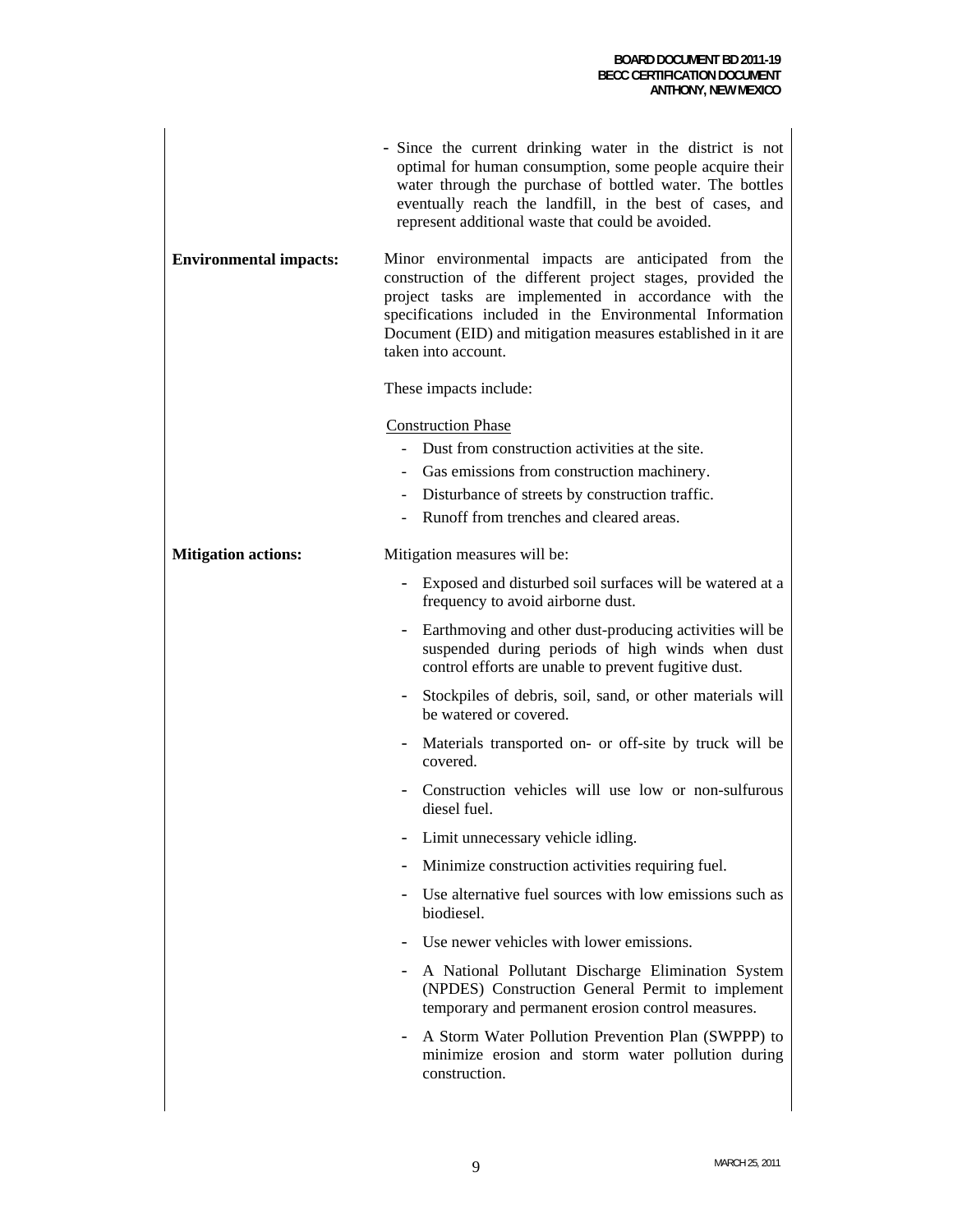- Since the current drinking water in the district is not optimal for human consumption, some people acquire their water through the purchase of bottled water. The bottles eventually reach the landfill, in the best of cases, and represent additional waste that could be avoided.

**Environmental impacts:**

Minor environmental impacts are anticipated from the construction of the different project stages, provided the project tasks are implemented in accordance with the specifications included in the Environmental Information Document (EID) and mitigation measures established in it are taken into account.

These impacts include:

Construction Phase

- Dust from construction activities at the site.
- Gas emissions from construction machinery.
- Disturbance of streets by construction traffic.
- Runoff from trenches and cleared areas.

**Mitigation actions:**

Mitigation measures will be:

- Exposed and disturbed soil surfaces will be watered at a frequency to avoid airborne dust.
- Earthmoving and other dust-producing activities will be suspended during periods of high winds when dust control efforts are unable to prevent fugitive dust.
- Stockpiles of debris, soil, sand, or other materials will be watered or covered.
- Materials transported on- or off-site by truck will be covered.
- Construction vehicles will use low or non-sulfurous diesel fuel.
- Limit unnecessary vehicle idling.
- Minimize construction activities requiring fuel.
- Use alternative fuel sources with low emissions such as biodiesel.
- Use newer vehicles with lower emissions.
- A National Pollutant Discharge Elimination System (NPDES) Construction General Permit to implement temporary and permanent erosion control measures.
- A Storm Water Pollution Prevention Plan (SWPPP) to minimize erosion and storm water pollution during construction.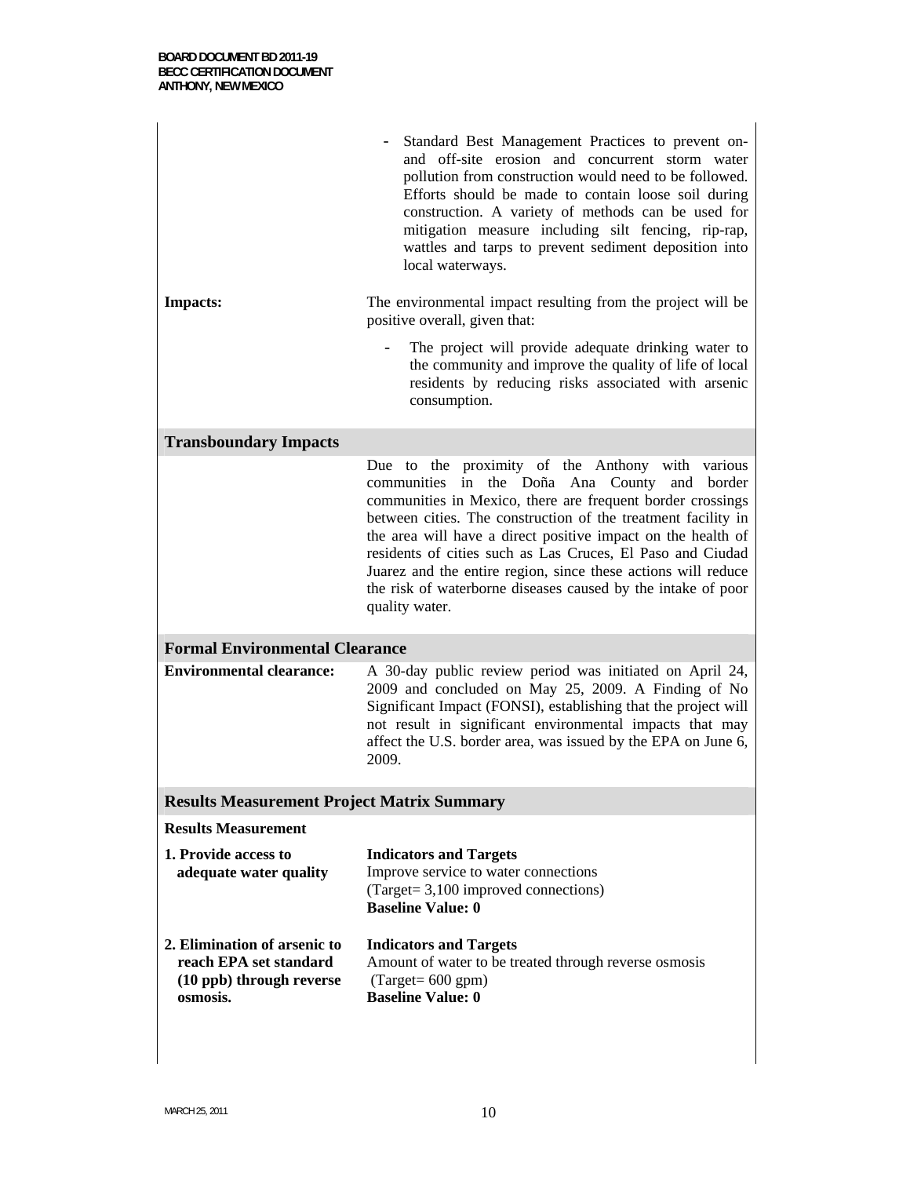- Standard Best Management Practices to prevent on- and off-site erosion and concurrent storm water pollution from construction would need to be followed. Efforts should be made to contain loose soil during construction. A variety of methods can be used for mitigation measure including silt fencing, rip-rap, wattles and tarps to prevent sediment deposition into local waterways.

**Impacts:** The environmental impact resulting from the project will be positive overall, given that:

- The project will provide adequate drinking water to the community and improve the quality of life of local residents by reducing risks associated with arsenic consumption.

## Transboundary Impacts

Due to the proximity of the Anthony with various communities in the Doña Ana County and border communities in Mexico, there are frequent border crossings between cities. The construction of the treatment facility in the area will have a direct positive impact on the health of residents of cities such as Las Cruces, El Paso and Ciudad Juarez and the entire region, since these actions will reduce the risk of waterborne diseases caused by the intake of poor quality water.

## Formal Environmental Clearance

**Environmental clearance:** A 30-day public review period was initiated on April 24, 2009 and concluded on May 25, 2009. A Finding of No Significant Impact (FONSI), establishing that the project will not result in significant environmental impacts that may affect the U.S. border area, was issued by the EPA on June 6, 2009.

## Results Measurement Project Matrix Summary

**Results Measurement**

**1. Provide access to adequate water quality**

**Indicators and Targets**
Improve service to water connections
(Target= 3,100 improved connections)
**Baseline Value: 0**

**2. Elimination of arsenic to reach EPA set standard (10 ppb) through reverse osmosis.**

**Indicators and Targets**
Amount of water to be treated through reverse osmosis
(Target= 600 gpm)
**Baseline Value: 0**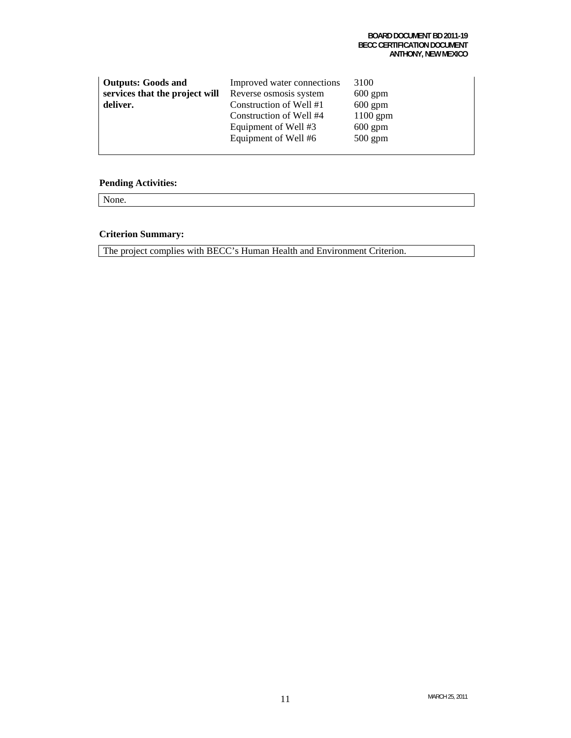| **Outputs: Goods and services that the project will deliver.** | Improved water connections | 3100 |
|---|---|---|
| | Reverse osmosis system | 600 gpm |
| | Construction of Well #1 | 600 gpm |
| | Construction of Well #4 | 1100 gpm |
| | Equipment of Well #3 | 600 gpm |
| | Equipment of Well #6 | 500 gpm |

**Pending Activities:**

None.

**Criterion Summary:**

The project complies with BECC's Human Health and Environment Criterion.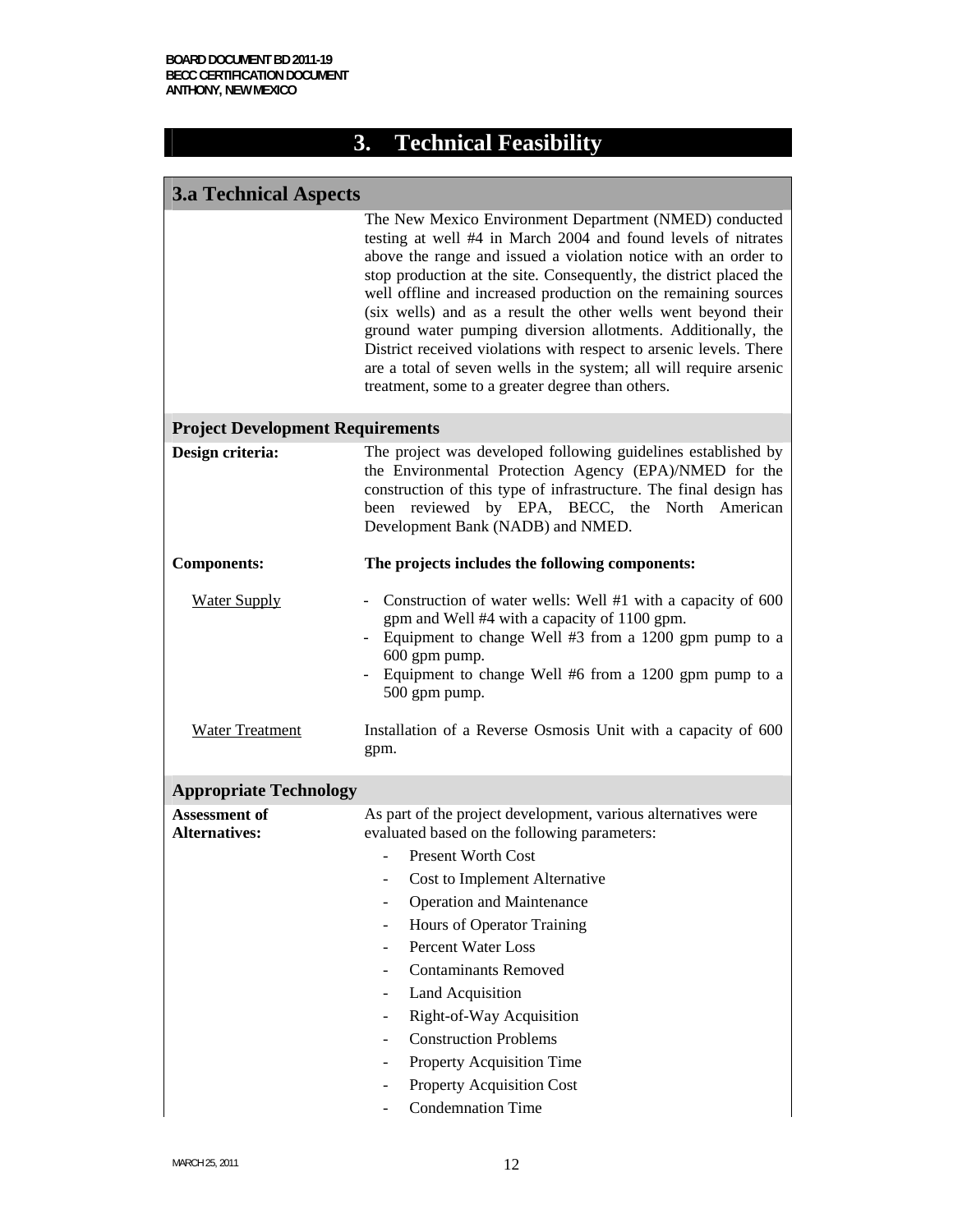# 3. Technical Feasibility

## 3.a Technical Aspects

The New Mexico Environment Department (NMED) conducted testing at well #4 in March 2004 and found levels of nitrates above the range and issued a violation notice with an order to stop production at the site. Consequently, the district placed the well offline and increased production on the remaining sources (six wells) and as a result the other wells went beyond their ground water pumping diversion allotments. Additionally, the District received violations with respect to arsenic levels. There are a total of seven wells in the system; all will require arsenic treatment, some to a greater degree than others.

### Project Development Requirements

**Design criteria:** The project was developed following guidelines established by the Environmental Protection Agency (EPA)/NMED for the construction of this type of infrastructure. The final design has been reviewed by EPA, BECC, the North American Development Bank (NADB) and NMED.

**Components:** **The projects includes the following components:**

Water Supply

- Construction of water wells: Well #1 with a capacity of 600 gpm and Well #4 with a capacity of 1100 gpm.
- Equipment to change Well #3 from a 1200 gpm pump to a 600 gpm pump.
- Equipment to change Well #6 from a 1200 gpm pump to a 500 gpm pump.

Water Treatment

Installation of a Reverse Osmosis Unit with a capacity of 600 gpm.

### Appropriate Technology

**Assessment of Alternatives:** As part of the project development, various alternatives were evaluated based on the following parameters:

- Present Worth Cost
- Cost to Implement Alternative
- Operation and Maintenance
- Hours of Operator Training
- Percent Water Loss
- Contaminants Removed
- Land Acquisition
- Right-of-Way Acquisition
- Construction Problems
- Property Acquisition Time
- Property Acquisition Cost
- Condemnation Time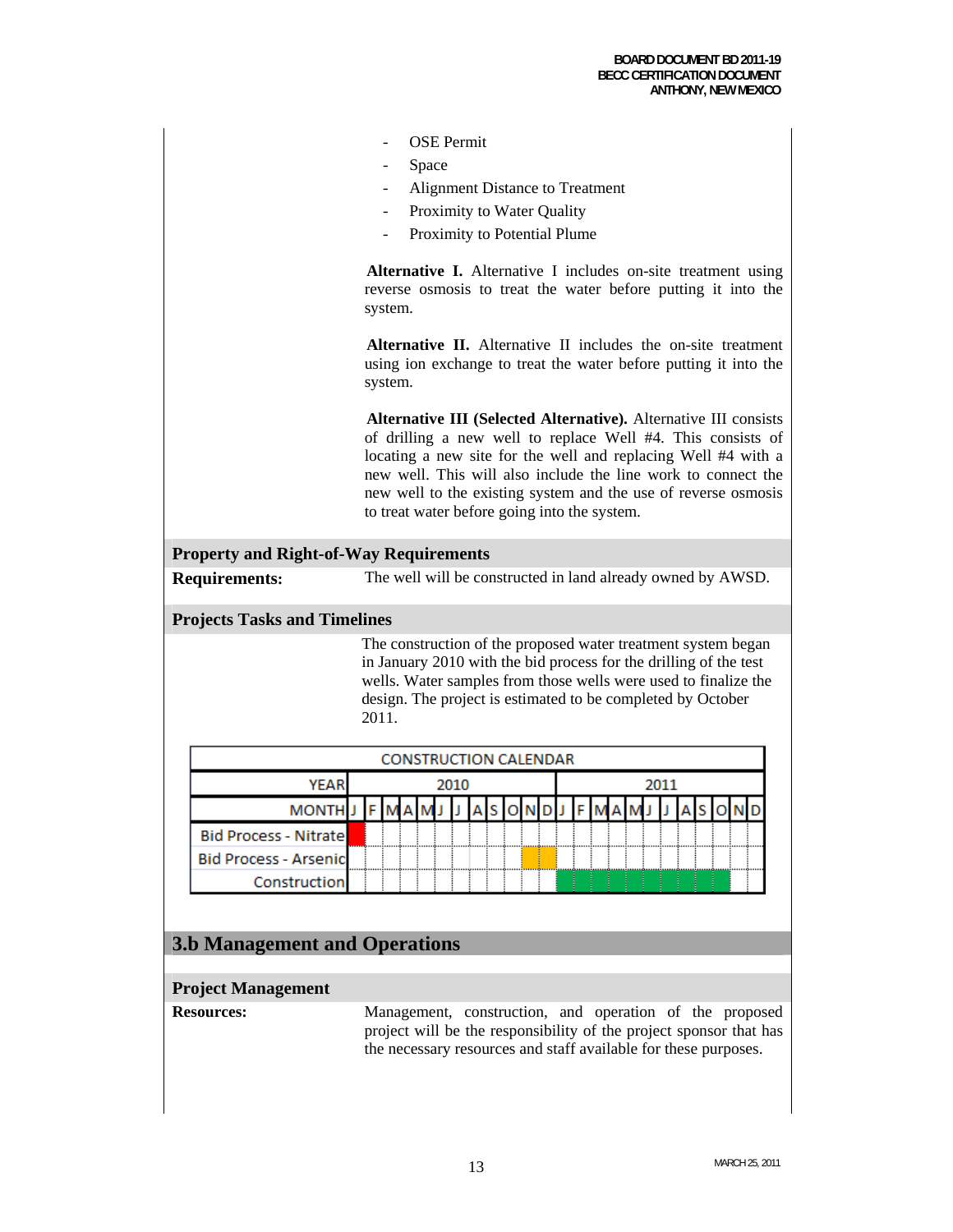- OSE Permit
- Space
- Alignment Distance to Treatment
- Proximity to Water Quality
- Proximity to Potential Plume

**Alternative I.** Alternative I includes on-site treatment using reverse osmosis to treat the water before putting it into the system.

**Alternative II.** Alternative II includes the on-site treatment using ion exchange to treat the water before putting it into the system.

**Alternative III (Selected Alternative).** Alternative III consists of drilling a new well to replace Well #4. This consists of locating a new site for the well and replacing Well #4 with a new well. This will also include the line work to connect the new well to the existing system and the use of reverse osmosis to treat water before going into the system.

### Property and Right-of-Way Requirements

**Requirements:** The well will be constructed in land already owned by AWSD.

### Projects Tasks and Timelines

The construction of the proposed water treatment system began in January 2010 with the bid process for the drilling of the test wells. Water samples from those wells were used to finalize the design. The project is estimated to be completed by October 2011.

| CONSTRUCTION CALENDAR | | | | | | | | | | | | | | | | | | | | | | | | |
|---|---|---|---|---|---|---|---|---|---|---|---|---|---|---|---|---|---|---|---|---|---|---|---|---|
| YEAR | 2010 | | | | | | | | | | | | 2011 | | | | | | | | | | | |
| MONTH | J | F | M | A | M | J | J | A | S | O | N | D | J | F | M | A | M | J | J | A | S | O | N | D |
| Bid Process - Nitrate | X | | | | | | | | | | | | | | | | | | | | | | | |
| Bid Process - Arsenic | | | | | | | | | | | X | X | | | | | | | | | | | | |
| Construction | | | | | | | | | | | | | X | X | X | X | X | X | X | X | X | X | | |

## 3.b Management and Operations

### Project Management

**Resources:** Management, construction, and operation of the proposed project will be the responsibility of the project sponsor that has the necessary resources and staff available for these purposes.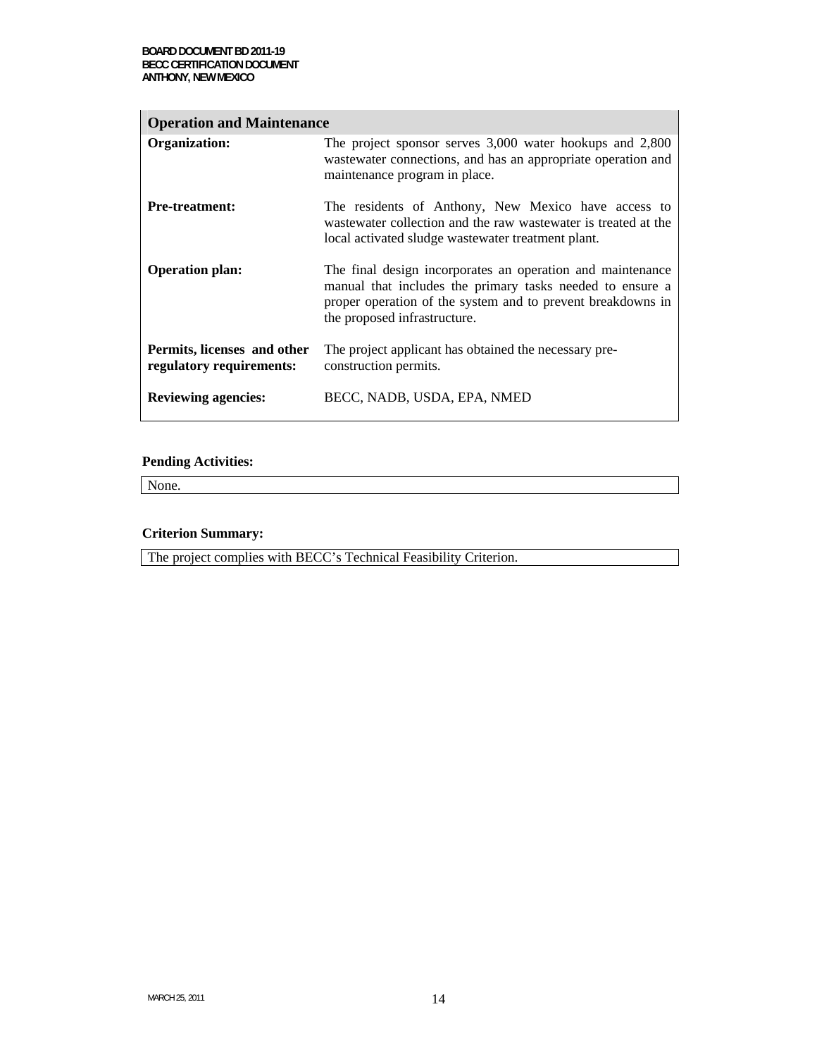| Operation and Maintenance | |
|---|---|
| **Organization:** | The project sponsor serves 3,000 water hookups and 2,800 wastewater connections, and has an appropriate operation and maintenance program in place. |
| **Pre-treatment:** | The residents of Anthony, New Mexico have access to wastewater collection and the raw wastewater is treated at the local activated sludge wastewater treatment plant. |
| **Operation plan:** | The final design incorporates an operation and maintenance manual that includes the primary tasks needed to ensure a proper operation of the system and to prevent breakdowns in the proposed infrastructure. |
| **Permits, licenses and other regulatory requirements:** | The project applicant has obtained the necessary pre-construction permits. |
| **Reviewing agencies:** | BECC, NADB, USDA, EPA, NMED |

**Pending Activities:**

None.

**Criterion Summary:**

The project complies with BECC's Technical Feasibility Criterion.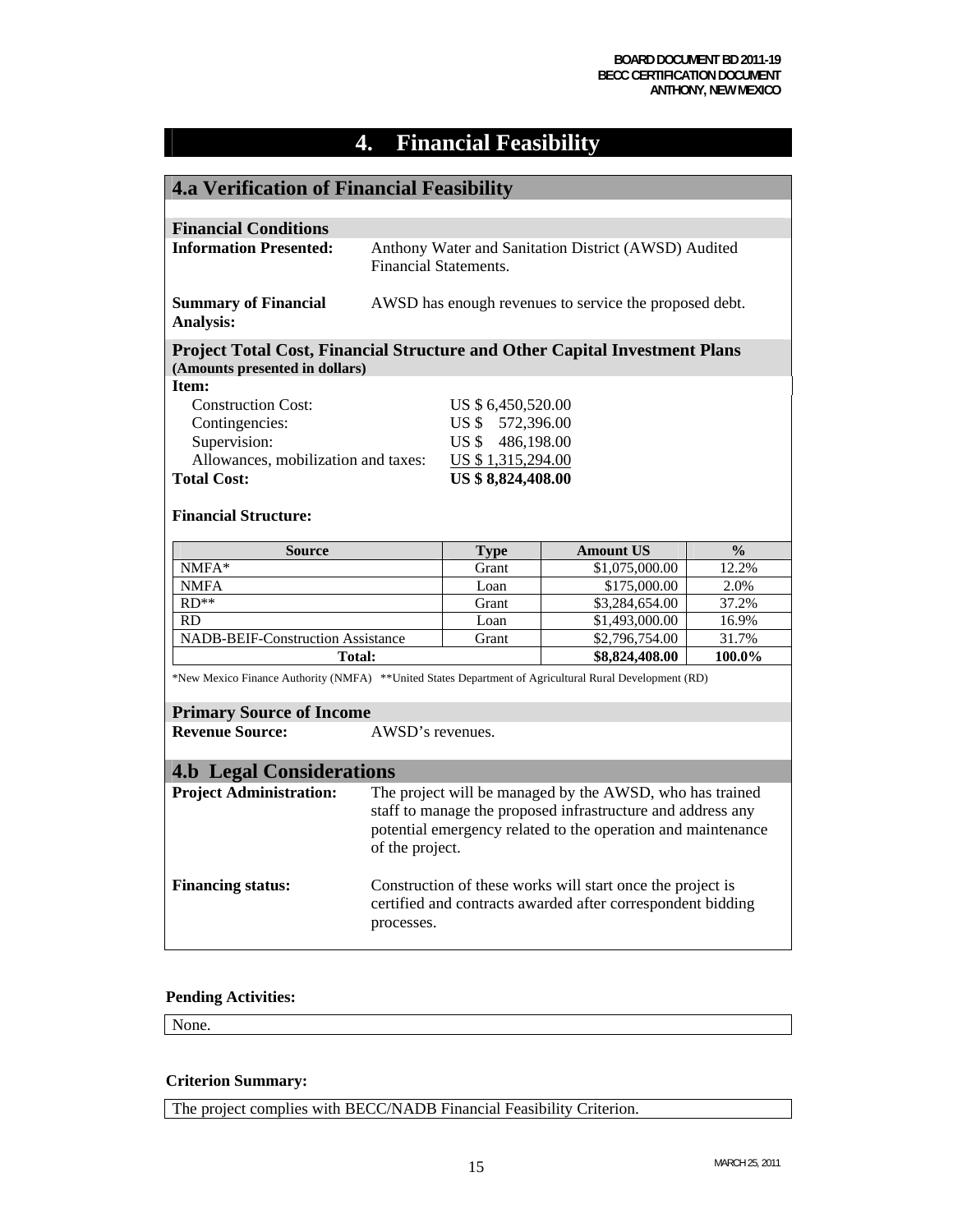# 4. Financial Feasibility

## 4.a Verification of Financial Feasibility

### Financial Conditions

**Information Presented:** Anthony Water and Sanitation District (AWSD) Audited Financial Statements.

**Summary of Financial Analysis:** AWSD has enough revenues to service the proposed debt.

### Project Total Cost, Financial Structure and Other Capital Investment Plans

**(Amounts presented in dollars)**

| **Item:** | |
|---|---|
| Construction Cost: | US $ 6,450,520.00 |
| Contingencies: | US $ 572,396.00 |
| Supervision: | US $ 486,198.00 |
| Allowances, mobilization and taxes: | US $ 1,315,294.00 |
| **Total Cost:** | **US $ 8,824,408.00** |

**Financial Structure:**

| Source | Type | Amount US | % |
|---|---|---|---|
| NMFA* | Grant | $1,075,000.00 | 12.2% |
| NMFA | Loan | $175,000.00 | 2.0% |
| RD** | Grant | $3,284,654.00 | 37.2% |
| RD | Loan | $1,493,000.00 | 16.9% |
| NADB-BEIF-Construction Assistance | Grant | $2,796,754.00 | 31.7% |
| **Total:** | | **$8,824,408.00** | **100.0%** |

*New Mexico Finance Authority (NMFA) **United States Department of Agricultural Rural Development (RD)

### Primary Source of Income

**Revenue Source:** AWSD's revenues.

## 4.b Legal Considerations

**Project Administration:** The project will be managed by the AWSD, who has trained staff to manage the proposed infrastructure and address any potential emergency related to the operation and maintenance of the project.

**Financing status:** Construction of these works will start once the project is certified and contracts awarded after correspondent bidding processes.

**Pending Activities:**

None.

**Criterion Summary:**

The project complies with BECC/NADB Financial Feasibility Criterion.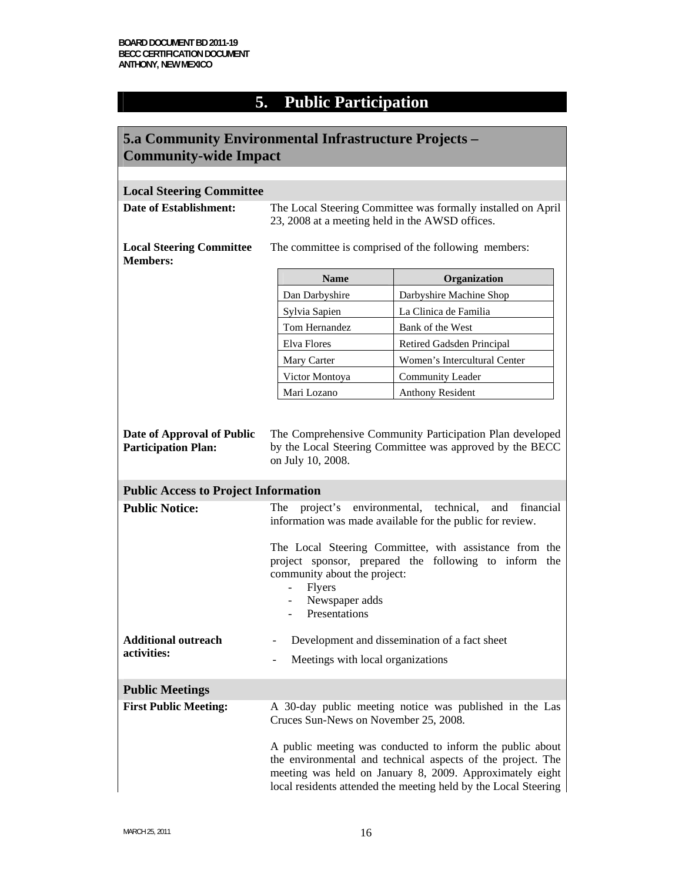# 5. Public Participation

## 5.a Community Environmental Infrastructure Projects – Community-wide Impact

### Local Steering Committee

**Date of Establishment:** The Local Steering Committee was formally installed on April 23, 2008 at a meeting held in the AWSD offices.

**Local Steering Committee Members:** The committee is comprised of the following members:

| Name | Organization |
|---|---|
| Dan Darbyshire | Darbyshire Machine Shop |
| Sylvia Sapien | La Clinica de Familia |
| Tom Hernandez | Bank of the West |
| Elva Flores | Retired Gadsden Principal |
| Mary Carter | Women's Intercultural Center |
| Victor Montoya | Community Leader |
| Mari Lozano | Anthony Resident |

**Date of Approval of Public Participation Plan:** The Comprehensive Community Participation Plan developed by the Local Steering Committee was approved by the BECC on July 10, 2008.

### Public Access to Project Information

**Public Notice:** The project's environmental, technical, and financial information was made available for the public for review.

The Local Steering Committee, with assistance from the project sponsor, prepared the following to inform the community about the project:

- Flyers
- Newspaper adds
- Presentations

**Additional outreach activities:**

- Development and dissemination of a fact sheet
- Meetings with local organizations

### Public Meetings

**First Public Meeting:** A 30-day public meeting notice was published in the Las Cruces Sun-News on November 25, 2008.

A public meeting was conducted to inform the public about the environmental and technical aspects of the project. The meeting was held on January 8, 2009. Approximately eight local residents attended the meeting held by the Local Steering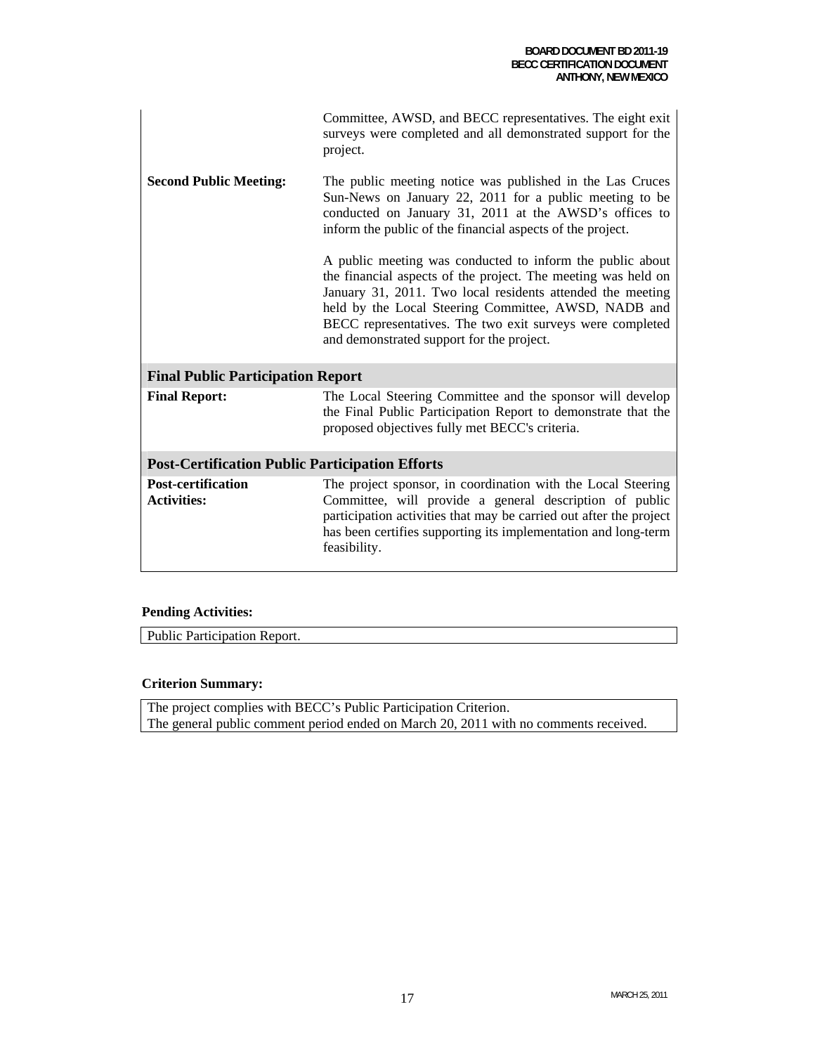| | |
|---|---|
| | Committee, AWSD, and BECC representatives. The eight exit surveys were completed and all demonstrated support for the project. |
| **Second Public Meeting:** | The public meeting notice was published in the Las Cruces Sun-News on January 22, 2011 for a public meeting to be conducted on January 31, 2011 at the AWSD's offices to inform the public of the financial aspects of the project.<br><br>A public meeting was conducted to inform the public about the financial aspects of the project. The meeting was held on January 31, 2011. Two local residents attended the meeting held by the Local Steering Committee, AWSD, NADB and BECC representatives. The two exit surveys were completed and demonstrated support for the project. |
| **Final Public Participation Report** | |
| **Final Report:** | The Local Steering Committee and the sponsor will develop the Final Public Participation Report to demonstrate that the proposed objectives fully met BECC's criteria. |
| **Post-Certification Public Participation Efforts** | |
| **Post-certification Activities:** | The project sponsor, in coordination with the Local Steering Committee, will provide a general description of public participation activities that may be carried out after the project has been certifies supporting its implementation and long-term feasibility. |

**Pending Activities:**

Public Participation Report.

**Criterion Summary:**

The project complies with BECC's Public Participation Criterion.
The general public comment period ended on March 20, 2011 with no comments received.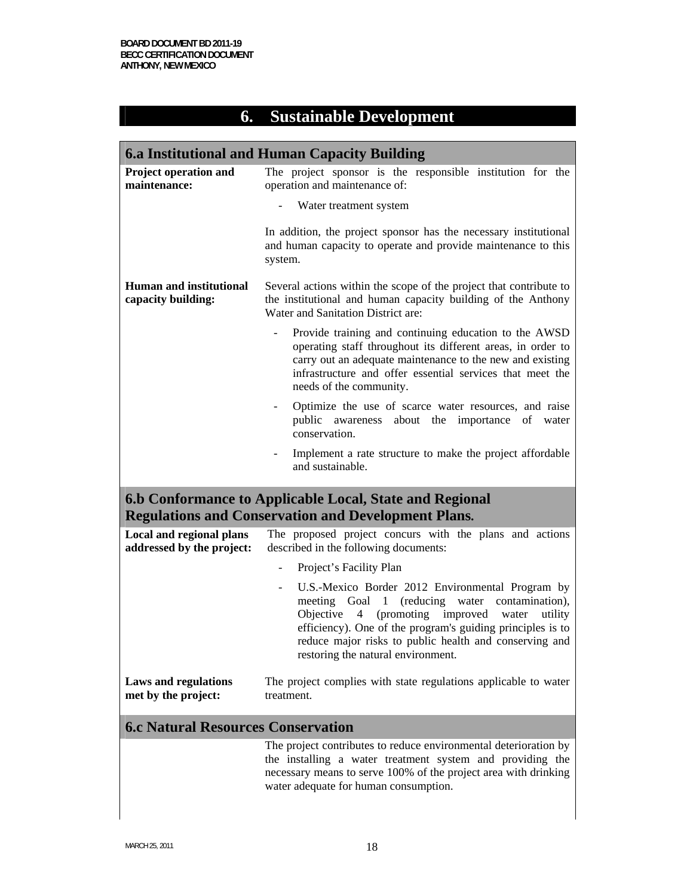## 6. Sustainable Development

### 6.a Institutional and Human Capacity Building

**Project operation and maintenance:** The project sponsor is the responsible institution for the operation and maintenance of:

- Water treatment system

In addition, the project sponsor has the necessary institutional and human capacity to operate and provide maintenance to this system.

**Human and institutional capacity building:** Several actions within the scope of the project that contribute to the institutional and human capacity building of the Anthony Water and Sanitation District are:

- Provide training and continuing education to the AWSD operating staff throughout its different areas, in order to carry out an adequate maintenance to the new and existing infrastructure and offer essential services that meet the needs of the community.
- Optimize the use of scarce water resources, and raise public awareness about the importance of water conservation.
- Implement a rate structure to make the project affordable and sustainable.

### 6.b Conformance to Applicable Local, State and Regional Regulations and Conservation and Development Plans.

**Local and regional plans addressed by the project:** The proposed project concurs with the plans and actions described in the following documents:

- Project's Facility Plan
- U.S.-Mexico Border 2012 Environmental Program by meeting Goal 1 (reducing water contamination), Objective 4 (promoting improved water utility efficiency). One of the program's guiding principles is to reduce major risks to public health and conserving and restoring the natural environment.

**Laws and regulations met by the project:** The project complies with state regulations applicable to water treatment.

### 6.c Natural Resources Conservation

The project contributes to reduce environmental deterioration by the installing a water treatment system and providing the necessary means to serve 100% of the project area with drinking water adequate for human consumption.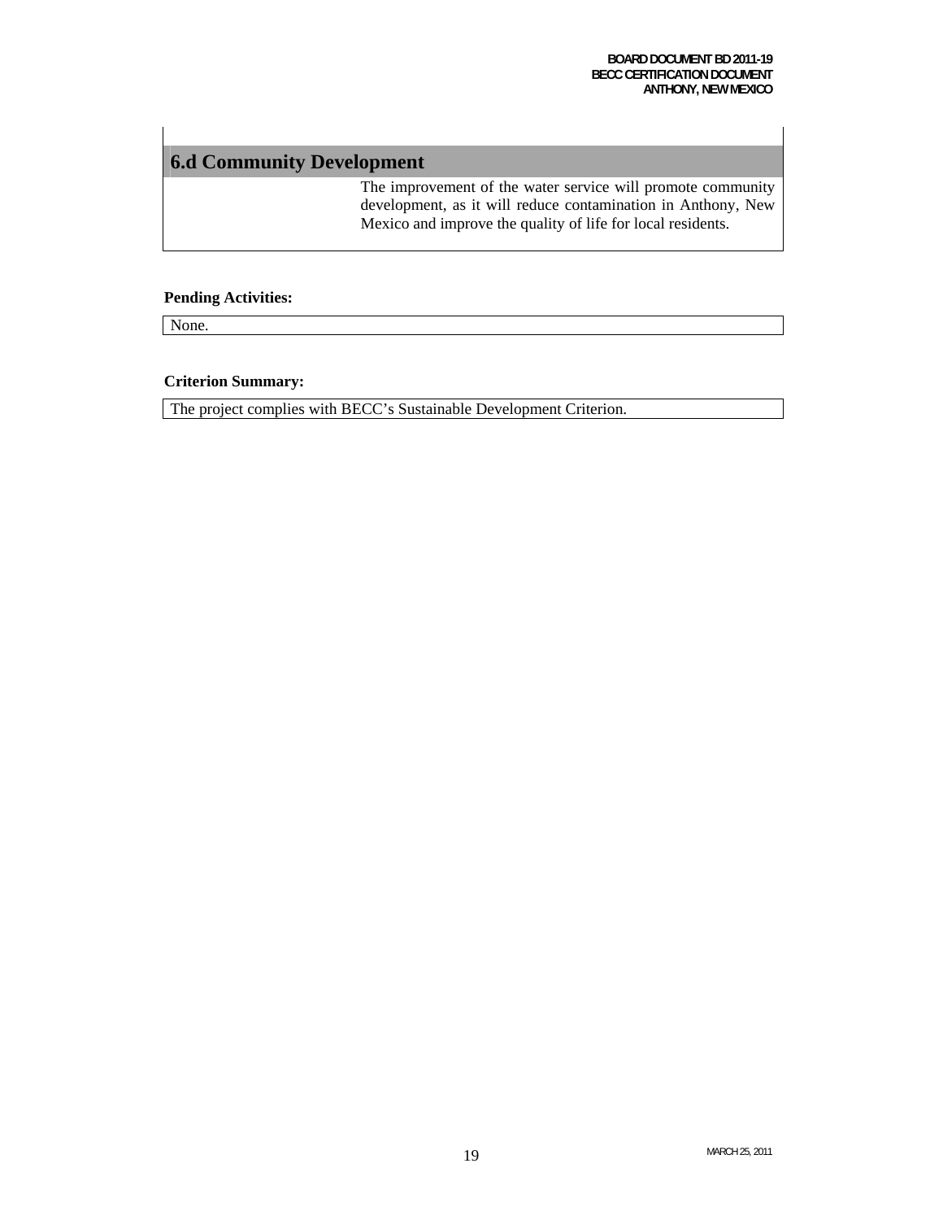## 6.d Community Development

The improvement of the water service will promote community development, as it will reduce contamination in Anthony, New Mexico and improve the quality of life for local residents.

**Pending Activities:**

None.

**Criterion Summary:**

The project complies with BECC's Sustainable Development Criterion.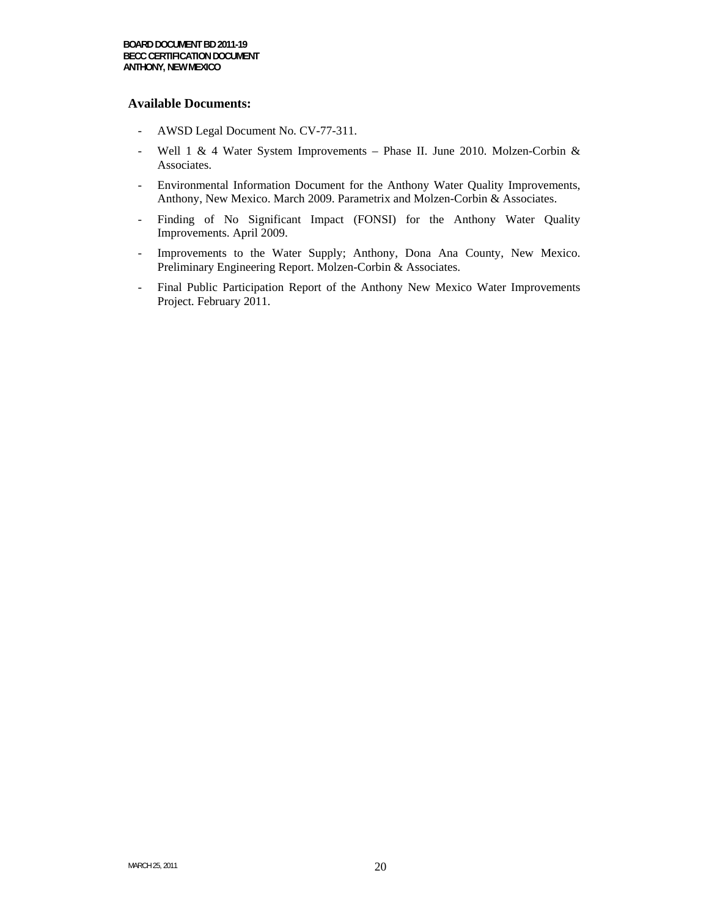## Available Documents:

- AWSD Legal Document No. CV-77-311.
- Well 1 & 4 Water System Improvements – Phase II. June 2010. Molzen-Corbin & Associates.
- Environmental Information Document for the Anthony Water Quality Improvements, Anthony, New Mexico. March 2009. Parametrix and Molzen-Corbin & Associates.
- Finding of No Significant Impact (FONSI) for the Anthony Water Quality Improvements. April 2009.
- Improvements to the Water Supply; Anthony, Dona Ana County, New Mexico. Preliminary Engineering Report. Molzen-Corbin & Associates.
- Final Public Participation Report of the Anthony New Mexico Water Improvements Project. February 2011.